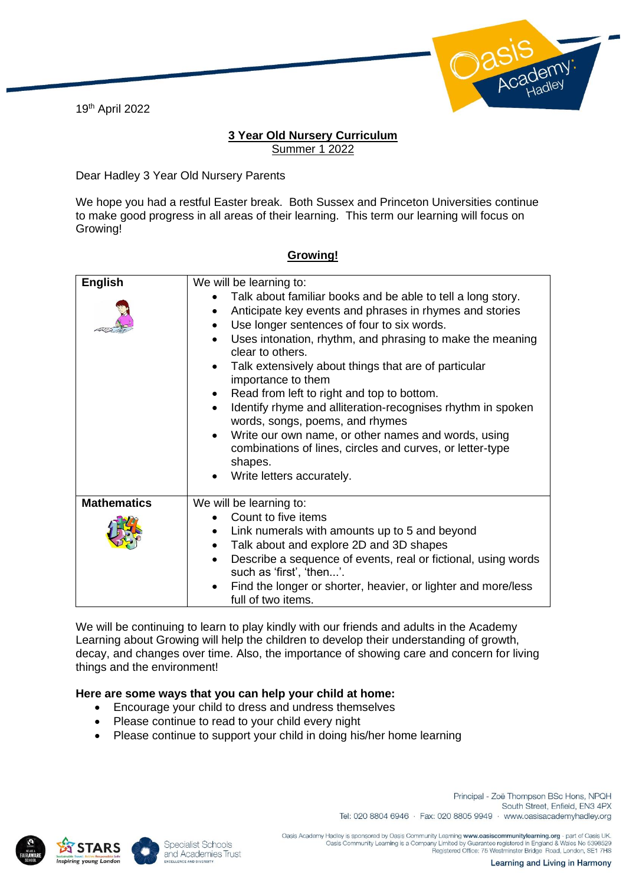19th April 2022

**3 Year Old Nursery Curriculum**

Summer 1 2022

Dear Hadley 3 Year Old Nursery Parents

We hope you had a restful Easter break. Both Sussex and Princeton Universities continue to make good progress in all areas of their learning. This term our learning will focus on Growing!

**Growing!**

| **English** | We will be learning to:<br>• Talk about familiar books and be able to tell a long story.<br>• Anticipate key events and phrases in rhymes and stories<br>• Use longer sentences of four to six words.<br>• Uses intonation, rhythm, and phrasing to make the meaning clear to others.<br>• Talk extensively about things that are of particular importance to them<br>• Read from left to right and top to bottom.<br>• Identify rhyme and alliteration-recognises rhythm in spoken words, songs, poems, and rhymes<br>• Write our own name, or other names and words, using combinations of lines, circles and curves, or letter-type shapes.<br>• Write letters accurately. |
|---|---|
| **Mathematics** | We will be learning to:<br>• Count to five items<br>• Link numerals with amounts up to 5 and beyond<br>• Talk about and explore 2D and 3D shapes<br>• Describe a sequence of events, real or fictional, using words such as 'first', 'then...'.<br>• Find the longer or shorter, heavier, or lighter and more/less full of two items. |

We will be continuing to learn to play kindly with our friends and adults in the Academy Learning about Growing will help the children to develop their understanding of growth, decay, and changes over time. Also, the importance of showing care and concern for living things and the environment!

**Here are some ways that you can help your child at home:**

- Encourage your child to dress and undress themselves
- Please continue to read to your child every night
- Please continue to support your child in doing his/her home learning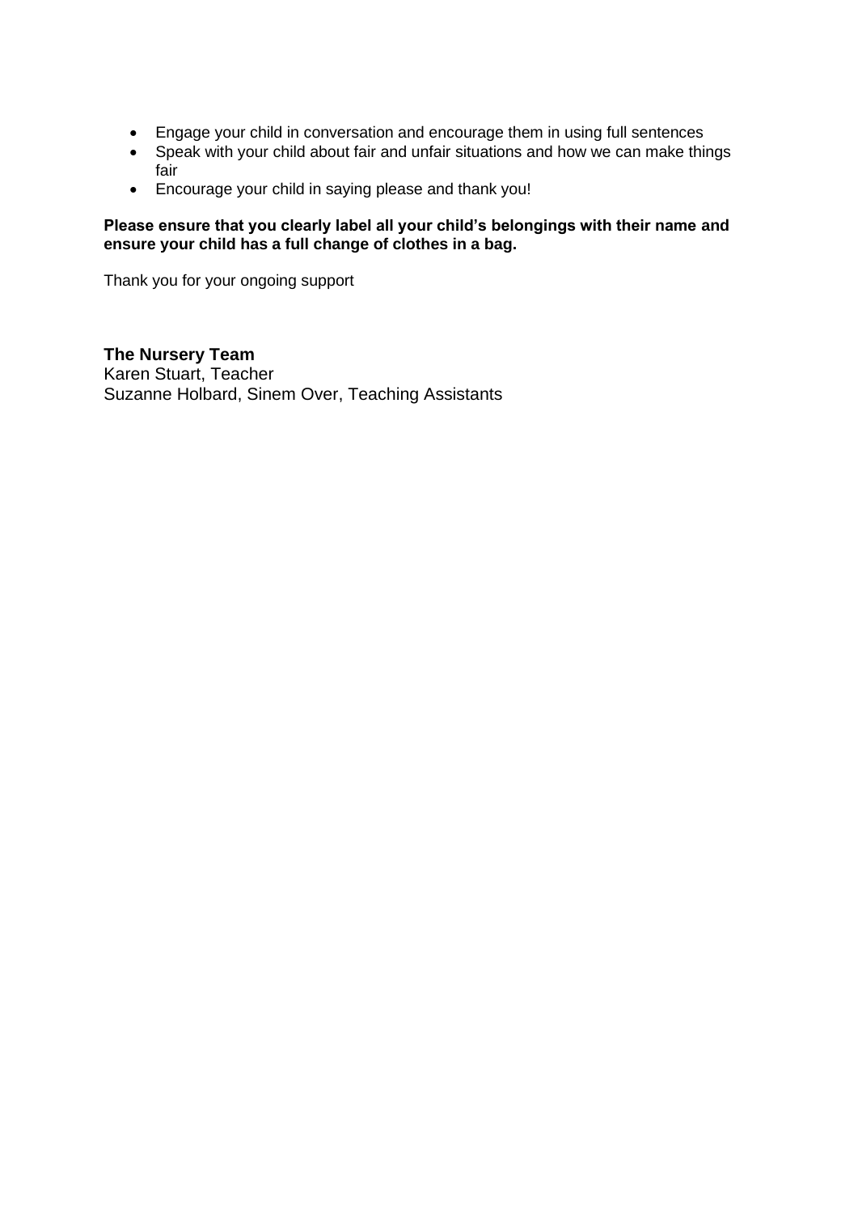- Engage your child in conversation and encourage them in using full sentences
- Speak with your child about fair and unfair situations and how we can make things fair
- Encourage your child in saying please and thank you!

**Please ensure that you clearly label all your child's belongings with their name and ensure your child has a full change of clothes in a bag.**

Thank you for your ongoing support

**The Nursery Team**
Karen Stuart, Teacher
Suzanne Holbard, Sinem Over, Teaching Assistants